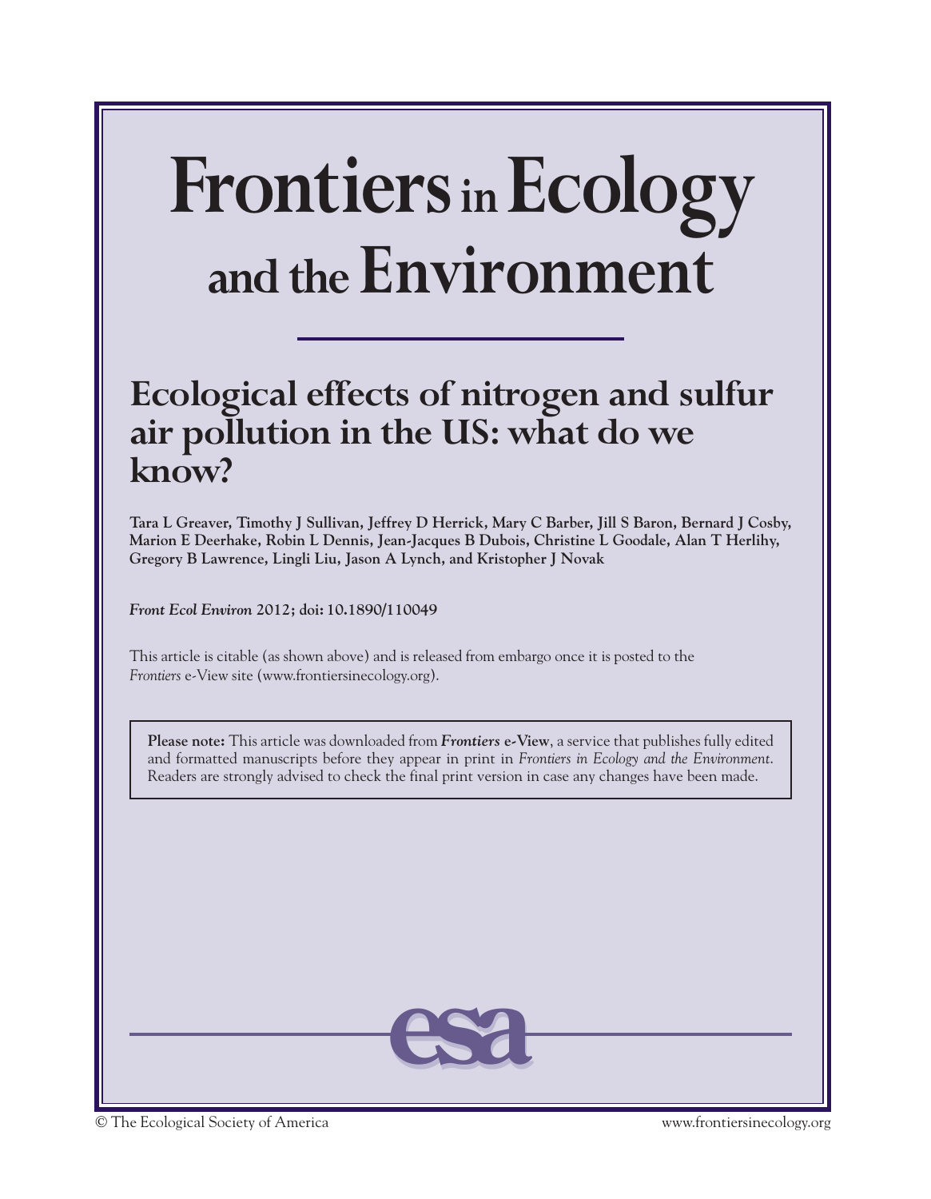# Frontiers in Ecology and the Environment

## Ecological effects of nitrogen and sulfur air pollution in the US: what do we know?

**Tara L Greaver, Timothy J Sullivan, Jeffrey D Herrick, Mary C Barber, Jill S Baron, Bernard J Cosby, Marion E Deerhake, Robin L Dennis, Jean-Jacques B Dubois, Christine L Goodale, Alan T Herlihy, Gregory B Lawrence, Lingli Liu, Jason A Lynch, and Kristopher J Novak**

***Front Ecol Environ* 2012; doi: 10.1890/110049**

This article is citable (as shown above) and is released from embargo once it is posted to the *Frontiers* e-View site (www.frontiersinecology.org).

**Please note:** This article was downloaded from ***Frontiers* e-View**, a service that publishes fully edited and formatted manuscripts before they appear in print in *Frontiers in Ecology and the Environment*. Readers are strongly advised to check the final print version in case any changes have been made.

esa

© The Ecological Society of America www.frontiersinecology.org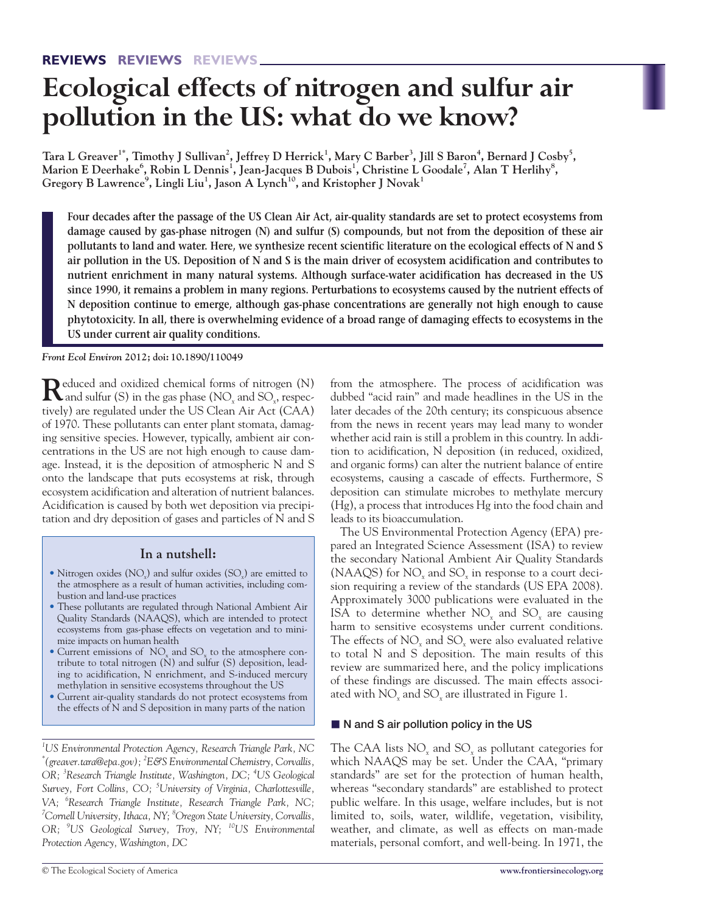# Ecological effects of nitrogen and sulfur air pollution in the US: what do we know?

**Tara L Greaver[1*], Timothy J Sullivan[2], Jeffrey D Herrick[1], Mary C Barber[3], Jill S Baron[4], Bernard J Cosby[5], Marion E Deerhake[6], Robin L Dennis[1], Jean-Jacques B Dubois[1], Christine L Goodale[7], Alan T Herlihy[8], Gregory B Lawrence[9], Lingli Liu[1], Jason A Lynch[10], and Kristopher J Novak[1]**

**Four decades after the passage of the US Clean Air Act, air-quality standards are set to protect ecosystems from damage caused by gas-phase nitrogen (N) and sulfur (S) compounds, but not from the deposition of these air pollutants to land and water. Here, we synthesize recent scientific literature on the ecological effects of N and S air pollution in the US. Deposition of N and S is the main driver of ecosystem acidification and contributes to nutrient enrichment in many natural systems. Although surface-water acidification has decreased in the US since 1990, it remains a problem in many regions. Perturbations to ecosystems caused by the nutrient effects of N deposition continue to emerge, although gas-phase concentrations are generally not high enough to cause phytotoxicity. In all, there is overwhelming evidence of a broad range of damaging effects to ecosystems in the US under current air quality conditions.**

*Front Ecol Environ* **2012; doi: 10.1890/110049**

Reduced and oxidized chemical forms of nitrogen (N) and sulfur (S) in the gas phase ($NO_x$ and $SO_x$, respectively) are regulated under the US Clean Air Act (CAA) of 1970. These pollutants can enter plant stomata, damaging sensitive species. However, typically, ambient air concentrations in the US are not high enough to cause damage. Instead, it is the deposition of atmospheric N and S onto the landscape that puts ecosystems at risk, through ecosystem acidification and alteration of nutrient balances. Acidification is caused by both wet deposition via precipitation and dry deposition of gases and particles of N and S from the atmosphere. The process of acidification was dubbed "acid rain" and made headlines in the US in the later decades of the 20th century; its conspicuous absence from the news in recent years may lead many to wonder whether acid rain is still a problem in this country. In addition to acidification, N deposition (in reduced, oxidized, and organic forms) can alter the nutrient balance of entire ecosystems, causing a cascade of effects. Furthermore, S deposition can stimulate microbes to methylate mercury (Hg), a process that introduces Hg into the food chain and leads to its bioaccumulation.

The US Environmental Protection Agency (EPA) prepared an Integrated Science Assessment (ISA) to review the secondary National Ambient Air Quality Standards (NAAQS) for $NO_x$ and $SO_x$ in response to a court decision requiring a review of the standards (US EPA 2008). Approximately 3000 publications were evaluated in the ISA to determine whether $NO_x$ and $SO_x$ are causing harm to sensitive ecosystems under current conditions. The effects of $NO_x$ and $SO_x$ were also evaluated relative to total N and S deposition. The main results of this review are summarized here, and the policy implications of these findings are discussed. The main effects associated with $NO_x$ and $SO_x$ are illustrated in Figure 1.

### In a nutshell:

- Nitrogen oxides ($NO_x$) and sulfur oxides ($SO_x$) are emitted to the atmosphere as a result of human activities, including combustion and land-use practices
- These pollutants are regulated through National Ambient Air Quality Standards (NAAQS), which are intended to protect ecosystems from gas-phase effects on vegetation and to minimize impacts on human health
- Current emissions of $NO_x$ and $SO_x$ to the atmosphere contribute to total nitrogen (N) and sulfur (S) deposition, leading to acidification, N enrichment, and S-induced mercury methylation in sensitive ecosystems throughout the US
- Current air-quality standards do not protect ecosystems from the effects of N and S deposition in many parts of the nation

*[1]US Environmental Protection Agency, Research Triangle Park, NC [*](greaver.tara@epa.gov); [2]E&S Environmental Chemistry, Corvallis, OR; [3]Research Triangle Institute, Washington, DC; [4]US Geological Survey, Fort Collins, CO; [5]University of Virginia, Charlottesville, VA; [6]Research Triangle Institute, Research Triangle Park, NC; [7]Cornell University, Ithaca, NY; [8]Oregon State University, Corvallis, OR; [9]US Geological Survey, Troy, NY; [10]US Environmental Protection Agency, Washington, DC*

## N and S air pollution policy in the US

The CAA lists $NO_x$ and $SO_x$ as pollutant categories for which NAAQS may be set. Under the CAA, "primary standards" are set for the protection of human health, whereas "secondary standards" are established to protect public welfare. In this usage, welfare includes, but is not limited to, soils, water, wildlife, vegetation, visibility, weather, and climate, as well as effects on man-made materials, personal comfort, and well-being. In 1971, the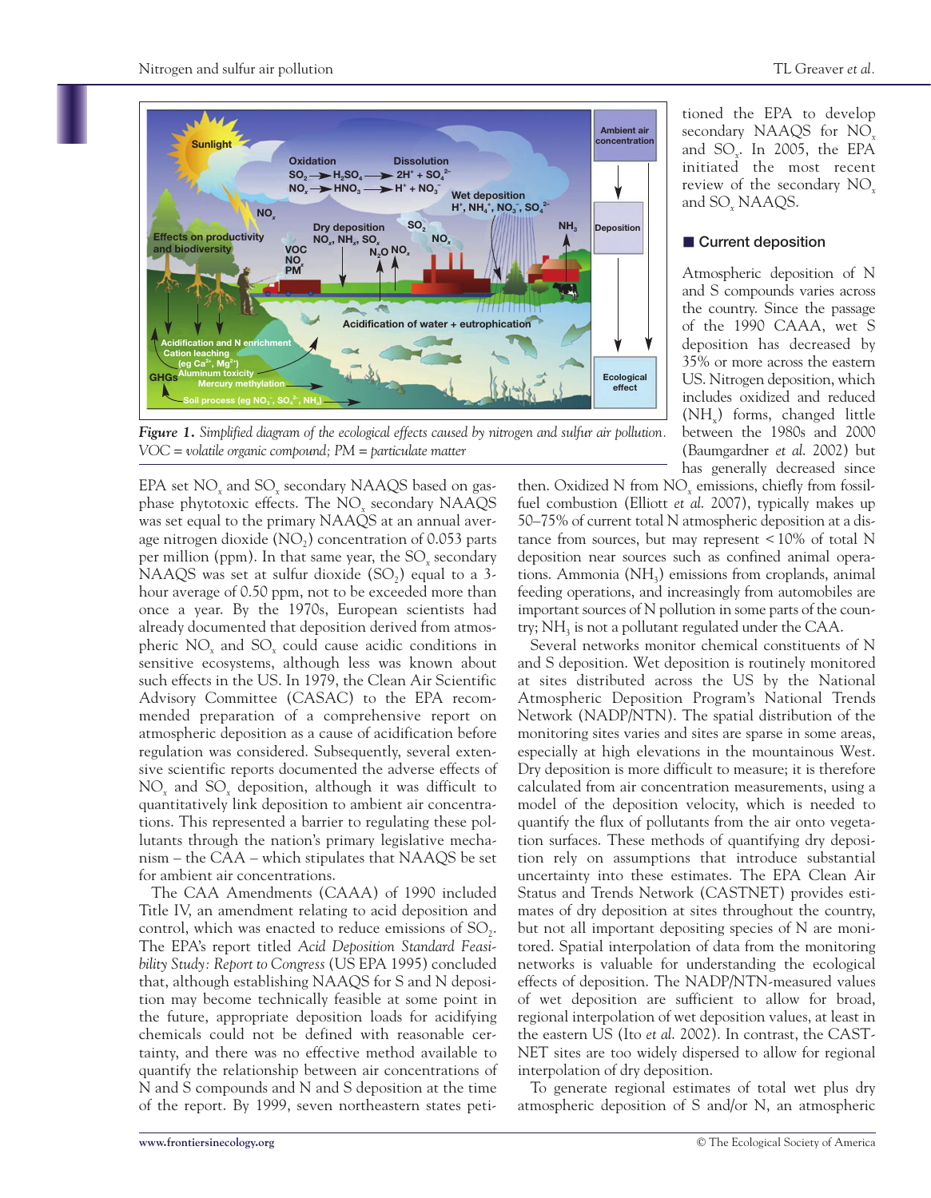*Figure 1. Simplified diagram of the ecological effects caused by nitrogen and sulfur air pollution. VOC = volatile organic compound; PM = particulate matter*

tioned the EPA to develop secondary NAAQS for $NO_x$ and $SO_x$. In 2005, the EPA initiated the most recent review of the secondary $NO_x$ and $SO_x$ NAAQS.

EPA set $NO_x$ and $SO_x$ secondary NAAQS based on gas-phase phytotoxic effects. The $NO_x$ secondary NAAQS was set equal to the primary NAAQS at an annual average nitrogen dioxide ($NO_2$) concentration of 0.053 parts per million (ppm). In that same year, the $SO_x$ secondary NAAQS was set at sulfur dioxide ($SO_2$) equal to a 3-hour average of 0.50 ppm, not to be exceeded more than once a year. By the 1970s, European scientists had already documented that deposition derived from atmospheric $NO_x$ and $SO_x$ could cause acidic conditions in sensitive ecosystems, although less was known about such effects in the US. In 1979, the Clean Air Scientific Advisory Committee (CASAC) to the EPA recommended preparation of a comprehensive report on atmospheric deposition as a cause of acidification before regulation was considered. Subsequently, several extensive scientific reports documented the adverse effects of $NO_x$ and $SO_x$ deposition, although it was difficult to quantitatively link deposition to ambient air concentrations. This represented a barrier to regulating these pollutants through the nation's primary legislative mechanism – the CAA – which stipulates that NAAQS be set for ambient air concentrations.

The CAA Amendments (CAAA) of 1990 included Title IV, an amendment relating to acid deposition and control, which was enacted to reduce emissions of $SO_2$. The EPA's report titled *Acid Deposition Standard Feasibility Study: Report to Congress* (US EPA 1995) concluded that, although establishing NAAQS for S and N deposition may become technically feasible at some point in the future, appropriate deposition loads for acidifying chemicals could not be defined with reasonable certainty, and there was no effective method available to quantify the relationship between air concentrations of N and S compounds and N and S deposition at the time of the report. By 1999, seven northeastern states peti-

## Current deposition

Atmospheric deposition of N and S compounds varies across the country. Since the passage of the 1990 CAAA, wet S deposition has decreased by 35% or more across the eastern US. Nitrogen deposition, which includes oxidized and reduced ($NH_x$) forms, changed little between the 1980s and 2000 (Baumgardner *et al.* 2002) but has generally decreased since then. Oxidized N from $NO_x$ emissions, chiefly from fossil-fuel combustion (Elliott *et al.* 2007), typically makes up 50–75% of current total N atmospheric deposition at a distance from sources, but may represent < 10% of total N deposition near sources such as confined animal operations. Ammonia ($NH_3$) emissions from croplands, animal feeding operations, and increasingly from automobiles are important sources of N pollution in some parts of the country; $NH_3$ is not a pollutant regulated under the CAA.

Several networks monitor chemical constituents of N and S deposition. Wet deposition is routinely monitored at sites distributed across the US by the National Atmospheric Deposition Program's National Trends Network (NADP/NTN). The spatial distribution of the monitoring sites varies and sites are sparse in some areas, especially at high elevations in the mountainous West. Dry deposition is more difficult to measure; it is therefore calculated from air concentration measurements, using a model of the deposition velocity, which is needed to quantify the flux of pollutants from the air onto vegetation surfaces. These methods of quantifying dry deposition rely on assumptions that introduce substantial uncertainty into these estimates. The EPA Clean Air Status and Trends Network (CASTNET) provides estimates of dry deposition at sites throughout the country, but not all important depositing species of N are monitored. Spatial interpolation of data from the monitoring networks is valuable for understanding the ecological effects of deposition. The NADP/NTN-measured values of wet deposition are sufficient to allow for broad, regional interpolation of wet deposition values, at least in the eastern US (Ito *et al.* 2002). In contrast, the CASTNET sites are too widely dispersed to allow for regional interpolation of dry deposition.

To generate regional estimates of total wet plus dry atmospheric deposition of S and/or N, an atmospheric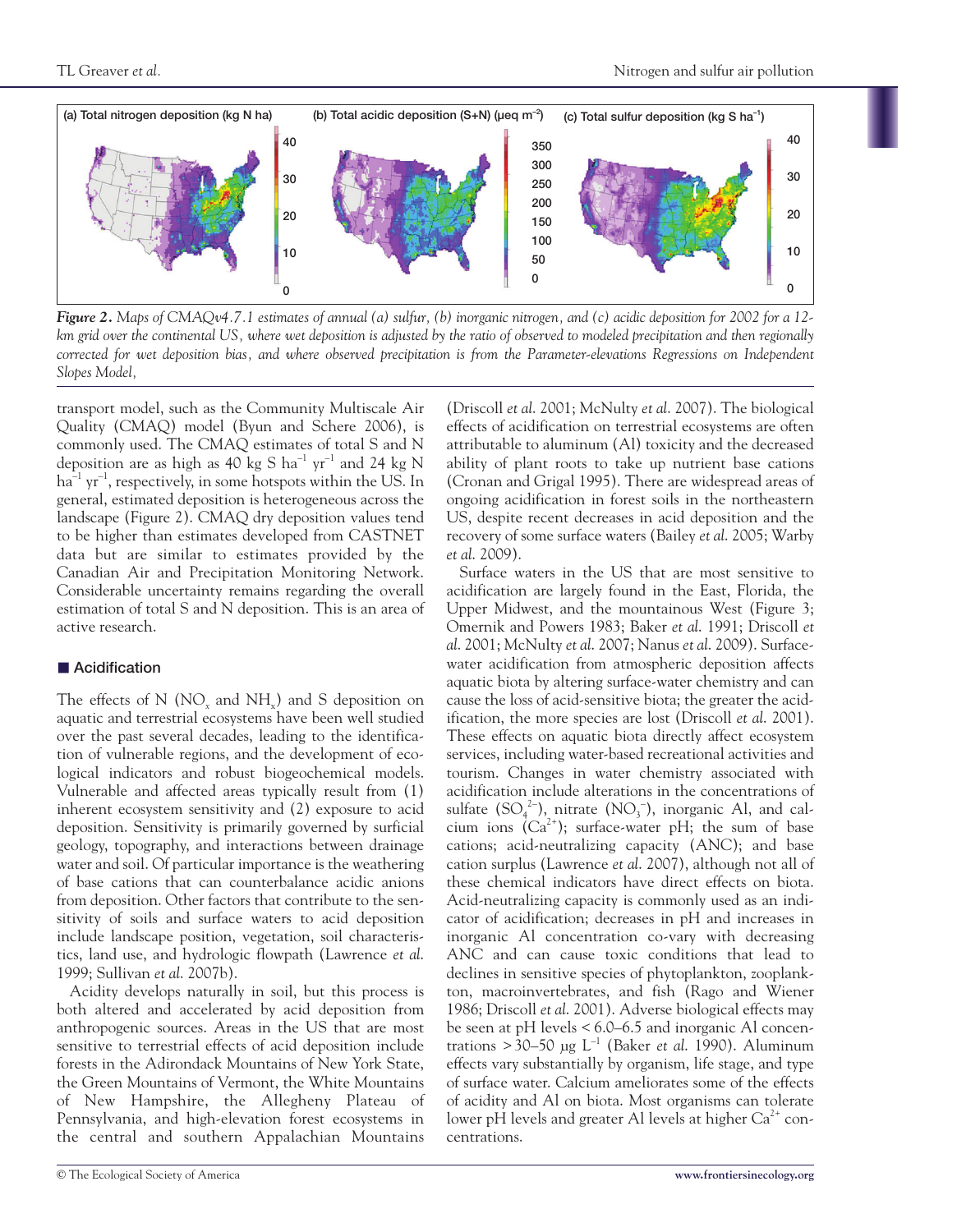*Figure 2. Maps of CMAQv4.7.1 estimates of annual (a) sulfur, (b) inorganic nitrogen, and (c) acidic deposition for 2002 for a 12-km grid over the continental US, where wet deposition is adjusted by the ratio of observed to modeled precipitation and then regionally corrected for wet deposition bias, and where observed precipitation is from the Parameter-elevations Regressions on Independent Slopes Model,*

transport model, such as the Community Multiscale Air Quality (CMAQ) model (Byun and Schere 2006), is commonly used. The CMAQ estimates of total S and N deposition are as high as 40 kg S $ha^{-1}$ $yr^{-1}$ and 24 kg N $ha^{-1}$ $yr^{-1}$, respectively, in some hotspots within the US. In general, estimated deposition is heterogeneous across the landscape (Figure 2). CMAQ dry deposition values tend to be higher than estimates developed from CASTNET data but are similar to estimates provided by the Canadian Air and Precipitation Monitoring Network. Considerable uncertainty remains regarding the overall estimation of total S and N deposition. This is an area of active research.

## Acidification

The effects of N ($NO_x$ and $NH_x$) and S deposition on aquatic and terrestrial ecosystems have been well studied over the past several decades, leading to the identification of vulnerable regions, and the development of ecological indicators and robust biogeochemical models. Vulnerable and affected areas typically result from (1) inherent ecosystem sensitivity and (2) exposure to acid deposition. Sensitivity is primarily governed by surficial geology, topography, and interactions between drainage water and soil. Of particular importance is the weathering of base cations that can counterbalance acidic anions from deposition. Other factors that contribute to the sensitivity of soils and surface waters to acid deposition include landscape position, vegetation, soil characteristics, land use, and hydrologic flowpath (Lawrence *et al.* 1999; Sullivan *et al.* 2007b).

Acidity develops naturally in soil, but this process is both altered and accelerated by acid deposition from anthropogenic sources. Areas in the US that are most sensitive to terrestrial effects of acid deposition include forests in the Adirondack Mountains of New York State, the Green Mountains of Vermont, the White Mountains of New Hampshire, the Allegheny Plateau of Pennsylvania, and high-elevation forest ecosystems in the central and southern Appalachian Mountains (Driscoll *et al.* 2001; McNulty *et al.* 2007). The biological effects of acidification on terrestrial ecosystems are often attributable to aluminum (Al) toxicity and the decreased ability of plant roots to take up nutrient base cations (Cronan and Grigal 1995). There are widespread areas of ongoing acidification in forest soils in the northeastern US, despite recent decreases in acid deposition and the recovery of some surface waters (Bailey *et al.* 2005; Warby *et al.* 2009).

Surface waters in the US that are most sensitive to acidification are largely found in the East, Florida, the Upper Midwest, and the mountainous West (Figure 3; Omernik and Powers 1983; Baker *et al.* 1991; Driscoll *et al.* 2001; McNulty *et al.* 2007; Nanus *et al.* 2009). Surface-water acidification from atmospheric deposition affects aquatic biota by altering surface-water chemistry and can cause the loss of acid-sensitive biota; the greater the acidification, the more species are lost (Driscoll *et al.* 2001). These effects on aquatic biota directly affect ecosystem services, including water-based recreational activities and tourism. Changes in water chemistry associated with acidification include alterations in the concentrations of sulfate ($SO_4^{2-}$), nitrate ($NO_3^-$), inorganic Al, and calcium ions ($Ca^{2+}$); surface-water pH; the sum of base cations; acid-neutralizing capacity (ANC); and base cation surplus (Lawrence *et al.* 2007), although not all of these chemical indicators have direct effects on biota. Acid-neutralizing capacity is commonly used as an indicator of acidification; decreases in pH and increases in inorganic Al concentration co-vary with decreasing ANC and can cause toxic conditions that lead to declines in sensitive species of phytoplankton, zooplankton, macroinvertebrates, and fish (Rago and Wiener 1986; Driscoll *et al.* 2001). Adverse biological effects may be seen at pH levels < 6.0–6.5 and inorganic Al concentrations > 30–50 μg $L^{-1}$ (Baker *et al.* 1990). Aluminum effects vary substantially by organism, life stage, and type of surface water. Calcium ameliorates some of the effects of acidity and Al on biota. Most organisms can tolerate lower pH levels and greater Al levels at higher $Ca^{2+}$ concentrations.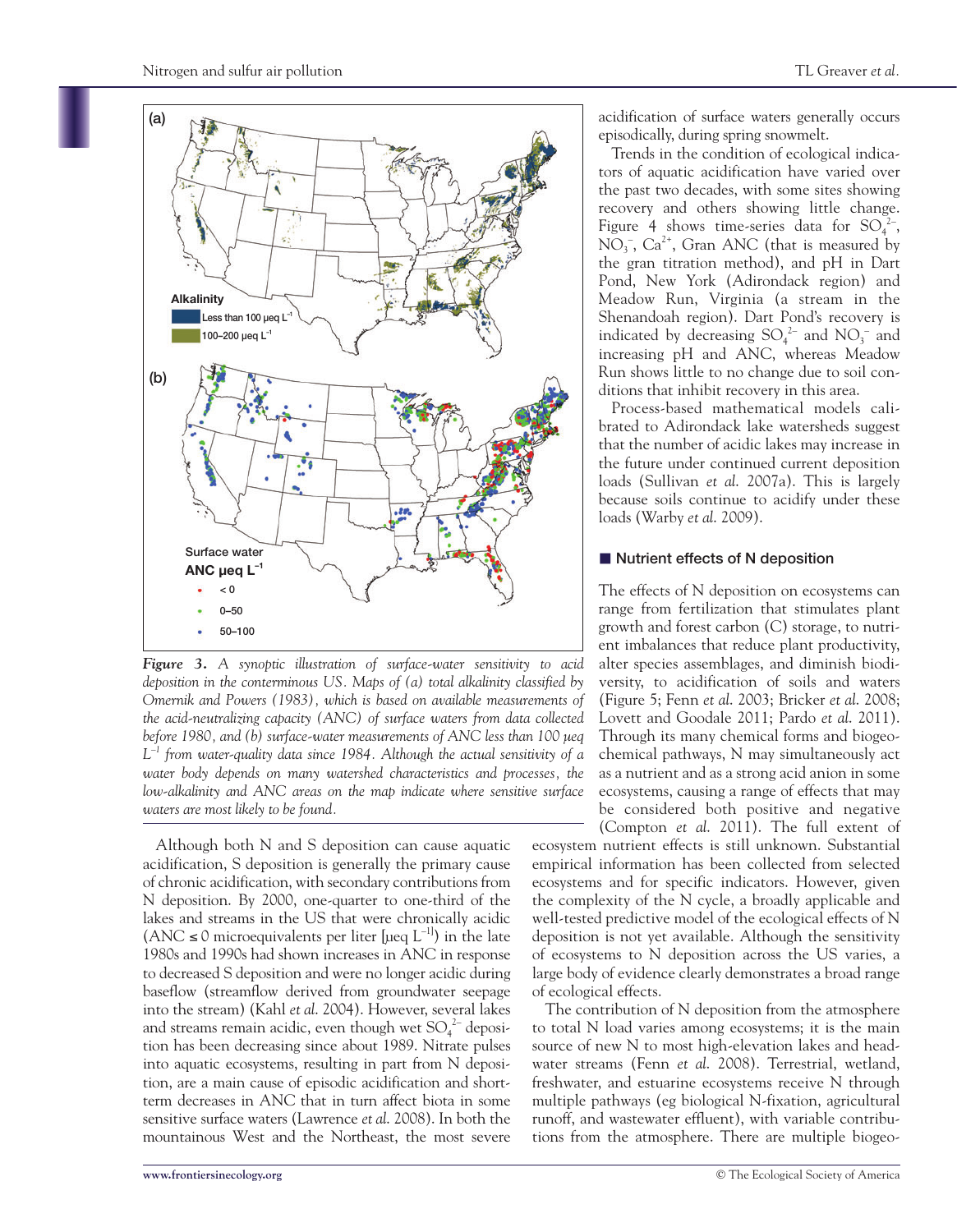*Figure 3. A synoptic illustration of surface-water sensitivity to acid deposition in the conterminous US. Maps of (a) total alkalinity classified by Omernik and Powers (1983), which is based on available measurements of the acid-neutralizing capacity (ANC) of surface waters from data collected before 1980, and (b) surface-water measurements of ANC less than 100 μeq $L^{-1}$ from water-quality data since 1984. Although the actual sensitivity of a water body depends on many watershed characteristics and processes, the low-alkalinity and ANC areas on the map indicate where sensitive surface waters are most likely to be found.*

Although both N and S deposition can cause aquatic acidification, S deposition is generally the primary cause of chronic acidification, with secondary contributions from N deposition. By 2000, one-quarter to one-third of the lakes and streams in the US that were chronically acidic (ANC ≤ 0 microequivalents per liter [μeq $L^{-1}$]) in the late 1980s and 1990s had shown increases in ANC in response to decreased S deposition and were no longer acidic during baseflow (streamflow derived from groundwater seepage into the stream) (Kahl *et al.* 2004). However, several lakes and streams remain acidic, even though wet $SO_4^{2-}$ deposition has been decreasing since about 1989. Nitrate pulses into aquatic ecosystems, resulting in part from N deposition, are a main cause of episodic acidification and short-term decreases in ANC that in turn affect biota in some sensitive surface waters (Lawrence *et al.* 2008). In both the mountainous West and the Northeast, the most severe acidification of surface waters generally occurs episodically, during spring snowmelt.

Trends in the condition of ecological indicators of aquatic acidification have varied over the past two decades, with some sites showing recovery and others showing little change. Figure 4 shows time-series data for $SO_4^{2-}$, $NO_3^-$, $Ca^{2+}$, Gran ANC (that is measured by the gran titration method), and pH in Dart Pond, New York (Adirondack region) and Meadow Run, Virginia (a stream in the Shenandoah region). Dart Pond's recovery is indicated by decreasing $SO_4^{2-}$ and $NO_3^-$ and increasing pH and ANC, whereas Meadow Run shows little to no change due to soil conditions that inhibit recovery in this area.

Process-based mathematical models calibrated to Adirondack lake watersheds suggest that the number of acidic lakes may increase in the future under continued current deposition loads (Sullivan *et al.* 2007a). This is largely because soils continue to acidify under these loads (Warby *et al.* 2009).

## Nutrient effects of N deposition

The effects of N deposition on ecosystems can range from fertilization that stimulates plant growth and forest carbon (C) storage, to nutrient imbalances that reduce plant productivity, alter species assemblages, and diminish biodiversity, to acidification of soils and waters (Figure 5; Fenn *et al.* 2003; Bricker *et al.* 2008; Lovett and Goodale 2011; Pardo *et al.* 2011). Through its many chemical forms and biogeochemical pathways, N may simultaneously act as a nutrient and as a strong acid anion in some ecosystems, causing a range of effects that may be considered both positive and negative (Compton *et al.* 2011). The full extent of ecosystem nutrient effects is still unknown. Substantial empirical information has been collected from selected ecosystems and for specific indicators. However, given the complexity of the N cycle, a broadly applicable and well-tested predictive model of the ecological effects of N deposition is not yet available. Although the sensitivity of ecosystems to N deposition across the US varies, a large body of evidence clearly demonstrates a broad range of ecological effects.

The contribution of N deposition from the atmosphere to total N load varies among ecosystems; it is the main source of new N to most high-elevation lakes and headwater streams (Fenn *et al.* 2008). Terrestrial, wetland, freshwater, and estuarine ecosystems receive N through multiple pathways (eg biological N-fixation, agricultural runoff, and wastewater effluent), with variable contributions from the atmosphere. There are multiple biogeo-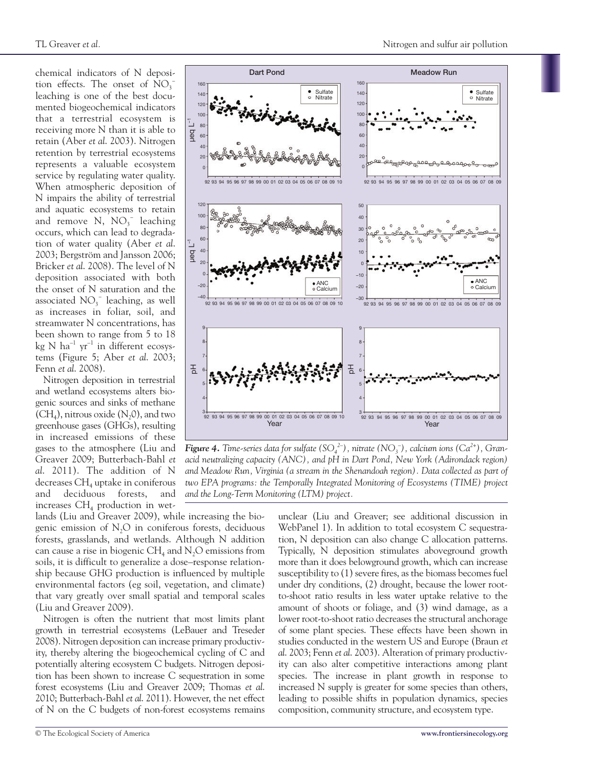chemical indicators of N deposition effects. The onset of $NO_3^-$ leaching is one of the best documented biogeochemical indicators that a terrestrial ecosystem is receiving more N than it is able to retain (Aber *et al.* 2003). Nitrogen retention by terrestrial ecosystems represents a valuable ecosystem service by regulating water quality. When atmospheric deposition of N impairs the ability of terrestrial and aquatic ecosystems to retain and remove N, $NO_3^-$ leaching occurs, which can lead to degradation of water quality (Aber *et al.* 2003; Bergström and Jansson 2006; Bricker *et al.* 2008). The level of N deposition associated with both the onset of N saturation and the associated $NO_3^-$ leaching, as well as increases in foliar, soil, and streamwater N concentrations, has been shown to range from 5 to 18 kg N $ha^{-1}$ $yr^{-1}$ in different ecosystems (Figure 5; Aber *et al.* 2003; Fenn *et al.* 2008).

Nitrogen deposition in terrestrial and wetland ecosystems alters biogenic sources and sinks of methane ($CH_4$), nitrous oxide ($N_2O$), and two greenhouse gases (GHGs), resulting in increased emissions of these gases to the atmosphere (Liu and Greaver 2009; Butterbach-Bahl *et al.* 2011). The addition of N decreases $CH_4$ uptake in coniferous and deciduous forests, and increases $CH_4$ production in wetlands (Liu and Greaver 2009), while increasing the biogenic emission of $N_2O$ in coniferous forests, deciduous forests, grasslands, and wetlands. Although N addition can cause a rise in biogenic $CH_4$ and $N_2O$ emissions from soils, it is difficult to generalize a dose–response relationship because GHG production is influenced by multiple environmental factors (eg soil, vegetation, and climate) that vary greatly over small spatial and temporal scales (Liu and Greaver 2009).

Nitrogen is often the nutrient that most limits plant growth in terrestrial ecosystems (LeBauer and Treseder 2008). Nitrogen deposition can increase primary productivity, thereby altering the biogeochemical cycling of C and potentially altering ecosystem C budgets. Nitrogen deposition has been shown to increase C sequestration in some forest ecosystems (Liu and Greaver 2009; Thomas *et al.* 2010; Butterbach-Bahl *et al.* 2011). However, the net effect of N on the C budgets of non-forest ecosystems remains unclear (Liu and Greaver; see additional discussion in WebPanel 1). In addition to total ecosystem C sequestration, N deposition can also change C allocation patterns. Typically, N deposition stimulates aboveground growth more than it does belowground growth, which can increase susceptibility to (1) severe fires, as the biomass becomes fuel under dry conditions, (2) drought, because the lower root-to-shoot ratio results in less water uptake relative to the amount of shoots or foliage, and (3) wind damage, as a lower root-to-shoot ratio decreases the structural anchorage of some plant species. These effects have been shown in studies conducted in the western US and Europe (Braun *et al.* 2003; Fenn *et al.* 2003). Alteration of primary productivity can also alter competitive interactions among plant species. The increase in plant growth in response to increased N supply is greater for some species than others, leading to possible shifts in population dynamics, species composition, community structure, and ecosystem type.

***Figure 4.*** *Time-series data for sulfate ($SO_4^{2-}$), nitrate ($NO_3^-$), calcium ions ($Ca^{2+}$), Gran-acid neutralizing capacity (ANC), and pH in Dart Pond, New York (Adirondack region) and Meadow Run, Virginia (a stream in the Shenandoah region). Data collected as part of two EPA programs: the Temporally Integrated Monitoring of Ecosystems (TIME) project and the Long-Term Monitoring (LTM) project.*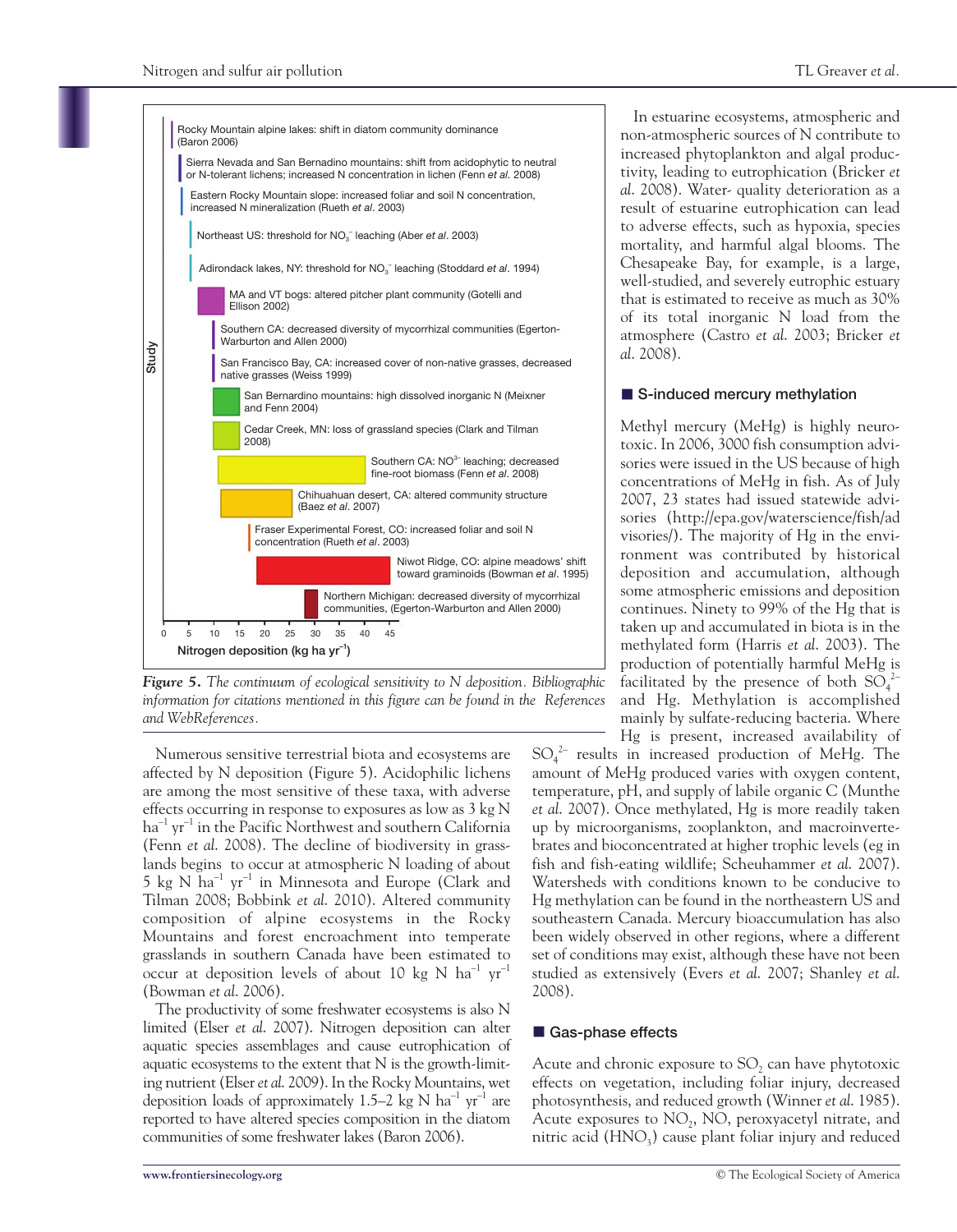Figure 5. *The continuum of ecological sensitivity to N deposition. Bibliographic information for citations mentioned in this figure can be found in the References and WebReferences.*

Numerous sensitive terrestrial biota and ecosystems are affected by N deposition (Figure 5). Acidophilic lichens are among the most sensitive of these taxa, with adverse effects occurring in response to exposures as low as 3 kg N $ha^{-1}$ $yr^{-1}$ in the Pacific Northwest and southern California (Fenn *et al.* 2008). The decline of biodiversity in grasslands begins to occur at atmospheric N loading of about 5 kg N $ha^{-1}$ $yr^{-1}$ in Minnesota and Europe (Clark and Tilman 2008; Bobbink *et al.* 2010). Altered community composition of alpine ecosystems in the Rocky Mountains and forest encroachment into temperate grasslands in southern Canada have been estimated to occur at deposition levels of about 10 kg N $ha^{-1}$ $yr^{-1}$ (Bowman *et al.* 2006).

The productivity of some freshwater ecosystems is also N limited (Elser *et al.* 2007). Nitrogen deposition can alter aquatic species assemblages and cause eutrophication of aquatic ecosystems to the extent that N is the growth-limiting nutrient (Elser *et al.* 2009). In the Rocky Mountains, wet deposition loads of approximately 1.5–2 kg N $ha^{-1}$ $yr^{-1}$ are reported to have altered species composition in the diatom communities of some freshwater lakes (Baron 2006).

In estuarine ecosystems, atmospheric and non-atmospheric sources of N contribute to increased phytoplankton and algal productivity, leading to eutrophication (Bricker *et al.* 2008). Water- quality deterioration as a result of estuarine eutrophication can lead to adverse effects, such as hypoxia, species mortality, and harmful algal blooms. The Chesapeake Bay, for example, is a large, well-studied, and severely eutrophic estuary that is estimated to receive as much as 30% of its total inorganic N load from the atmosphere (Castro *et al.* 2003; Bricker *et al.* 2008).

## S-induced mercury methylation

Methyl mercury (MeHg) is highly neurotoxic. In 2006, 3000 fish consumption advisories were issued in the US because of high concentrations of MeHg in fish. As of July 2007, 23 states had issued statewide advisories (http://epa.gov/waterscience/fish/advisories/). The majority of Hg in the environment was contributed by historical deposition and accumulation, although some atmospheric emissions and deposition continues. Ninety to 99% of the Hg that is taken up and accumulated in biota is in the methylated form (Harris *et al.* 2003). The production of potentially harmful MeHg is facilitated by the presence of both $SO_4^{2-}$ and Hg. Methylation is accomplished mainly by sulfate-reducing bacteria. Where Hg is present, increased availability of $SO_4^{2-}$ results in increased production of MeHg. The amount of MeHg produced varies with oxygen content, temperature, pH, and supply of labile organic C (Munthe *et al.* 2007). Once methylated, Hg is more readily taken up by microorganisms, zooplankton, and macroinvertebrates and bioconcentrated at higher trophic levels (eg in fish and fish-eating wildlife; Scheuhammer *et al.* 2007). Watersheds with conditions known to be conducive to Hg methylation can be found in the northeastern US and southeastern Canada. Mercury bioaccumulation has also been widely observed in other regions, where a different set of conditions may exist, although these have not been studied as extensively (Evers *et al.* 2007; Shanley *et al.* 2008).

## Gas-phase effects

Acute and chronic exposure to $SO_2$ can have phytotoxic effects on vegetation, including foliar injury, decreased photosynthesis, and reduced growth (Winner *et al.* 1985). Acute exposures to $NO_2$, NO, peroxyacetyl nitrate, and nitric acid ($HNO_3$) cause plant foliar injury and reduced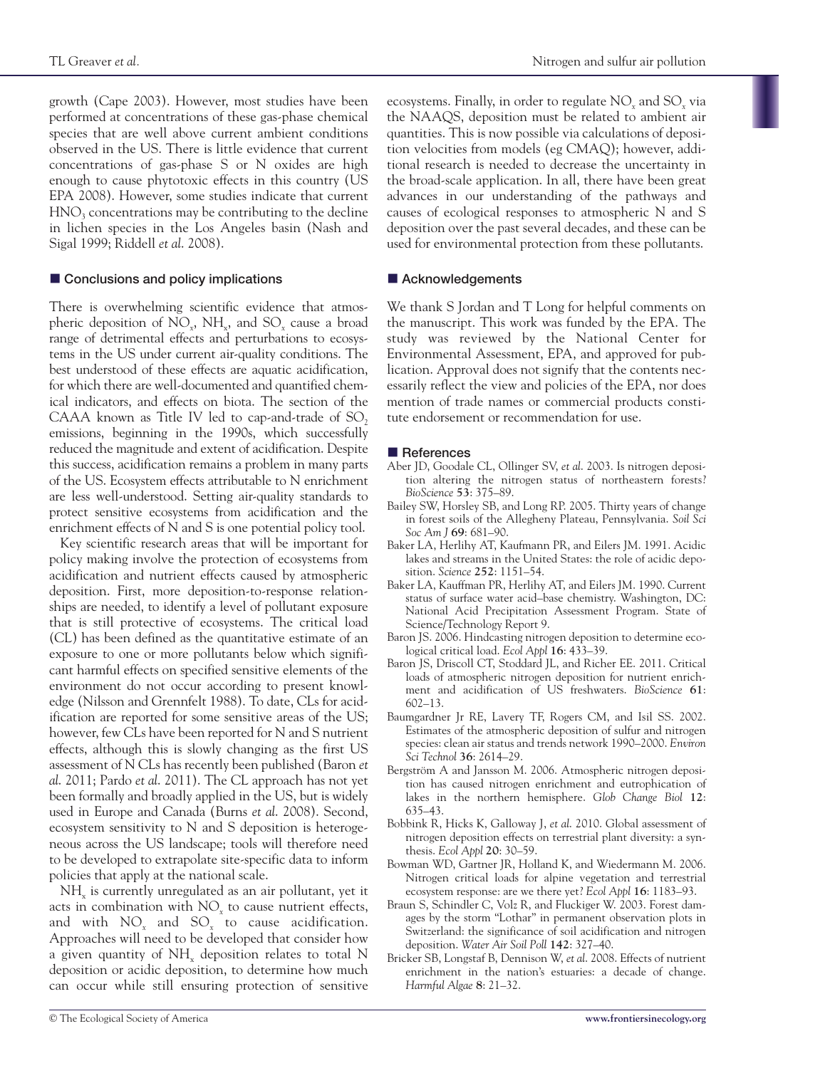growth (Cape 2003). However, most studies have been performed at concentrations of these gas-phase chemical species that are well above current ambient conditions observed in the US. There is little evidence that current concentrations of gas-phase S or N oxides are high enough to cause phytotoxic effects in this country (US EPA 2008). However, some studies indicate that current $HNO_3$ concentrations may be contributing to the decline in lichen species in the Los Angeles basin (Nash and Sigal 1999; Riddell *et al.* 2008).

## Conclusions and policy implications

There is overwhelming scientific evidence that atmospheric deposition of $NO_x$, $NH_x$, and $SO_x$ cause a broad range of detrimental effects and perturbations to ecosystems in the US under current air-quality conditions. The best understood of these effects are aquatic acidification, for which there are well-documented and quantified chemical indicators, and effects on biota. The section of the CAAA known as Title IV led to cap-and-trade of $SO_2$ emissions, beginning in the 1990s, which successfully reduced the magnitude and extent of acidification. Despite this success, acidification remains a problem in many parts of the US. Ecosystem effects attributable to N enrichment are less well-understood. Setting air-quality standards to protect sensitive ecosystems from acidification and the enrichment effects of N and S is one potential policy tool.

Key scientific research areas that will be important for policy making involve the protection of ecosystems from acidification and nutrient effects caused by atmospheric deposition. First, more deposition-to-response relationships are needed, to identify a level of pollutant exposure that is still protective of ecosystems. The critical load (CL) has been defined as the quantitative estimate of an exposure to one or more pollutants below which significant harmful effects on specified sensitive elements of the environment do not occur according to present knowledge (Nilsson and Grennfelt 1988). To date, CLs for acidification are reported for some sensitive areas of the US; however, few CLs have been reported for N and S nutrient effects, although this is slowly changing as the first US assessment of N CLs has recently been published (Baron *et al.* 2011; Pardo *et al.* 2011). The CL approach has not yet been formally and broadly applied in the US, but is widely used in Europe and Canada (Burns *et al.* 2008). Second, ecosystem sensitivity to N and S deposition is heterogeneous across the US landscape; tools will therefore need to be developed to extrapolate site-specific data to inform policies that apply at the national scale.

$NH_x$ is currently unregulated as an air pollutant, yet it acts in combination with $NO_x$ to cause nutrient effects, and with $NO_x$ and $SO_x$ to cause acidification. Approaches will need to be developed that consider how a given quantity of $NH_x$ deposition relates to total N deposition or acidic deposition, to determine how much can occur while still ensuring protection of sensitive ecosystems. Finally, in order to regulate $NO_x$ and $SO_x$ via the NAAQS, deposition must be related to ambient air quantities. This is now possible via calculations of deposition velocities from models (eg CMAQ); however, additional research is needed to decrease the uncertainty in the broad-scale application. In all, there have been great advances in our understanding of the pathways and causes of ecological responses to atmospheric N and S deposition over the past several decades, and these can be used for environmental protection from these pollutants.

## Acknowledgements

We thank S Jordan and T Long for helpful comments on the manuscript. This work was funded by the EPA. The study was reviewed by the National Center for Environmental Assessment, EPA, and approved for publication. Approval does not signify that the contents necessarily reflect the view and policies of the EPA, nor does mention of trade names or commercial products constitute endorsement or recommendation for use.

## References

Aber JD, Goodale CL, Ollinger SV, *et al.* 2003. Is nitrogen deposition altering the nitrogen status of northeastern forests? *BioScience* **53**: 375–89.

Bailey SW, Horsley SB, and Long RP. 2005. Thirty years of change in forest soils of the Allegheny Plateau, Pennsylvania. *Soil Sci Soc Am J* **69**: 681–90.

Baker LA, Herlihy AT, Kaufmann PR, and Eilers JM. 1991. Acidic lakes and streams in the United States: the role of acidic deposition. *Science* **252**: 1151–54.

Baker LA, Kauffman PR, Herlihy AT, and Eilers JM. 1990. Current status of surface water acid–base chemistry. Washington, DC: National Acid Precipitation Assessment Program. State of Science/Technology Report 9.

Baron JS. 2006. Hindcasting nitrogen deposition to determine ecological critical load. *Ecol Appl* **16**: 433–39.

Baron JS, Driscoll CT, Stoddard JL, and Richer EE. 2011. Critical loads of atmospheric nitrogen deposition for nutrient enrichment and acidification of US freshwaters. *BioScience* **61**: 602–13.

Baumgardner Jr RE, Lavery TF, Rogers CM, and Isil SS. 2002. Estimates of the atmospheric deposition of sulfur and nitrogen species: clean air status and trends network 1990–2000. *Environ Sci Technol* **36**: 2614–29.

Bergström A and Jansson M. 2006. Atmospheric nitrogen deposition has caused nitrogen enrichment and eutrophication of lakes in the northern hemisphere. *Glob Change Biol* **12**: 635–43.

Bobbink R, Hicks K, Galloway J, *et al.* 2010. Global assessment of nitrogen deposition effects on terrestrial plant diversity: a synthesis. *Ecol Appl* **20**: 30–59.

Bowman WD, Gartner JR, Holland K, and Wiedermann M. 2006. Nitrogen critical loads for alpine vegetation and terrestrial ecosystem response: are we there yet? *Ecol Appl* **16**: 1183–93.

Braun S, Schindler C, Volz R, and Fluckiger W. 2003. Forest damages by the storm "Lothar" in permanent observation plots in Switzerland: the significance of soil acidification and nitrogen deposition. *Water Air Soil Poll* **142**: 327–40.

Bricker SB, Longstaf B, Dennison W, *et al.* 2008. Effects of nutrient enrichment in the nation's estuaries: a decade of change. *Harmful Algae* **8**: 21–32.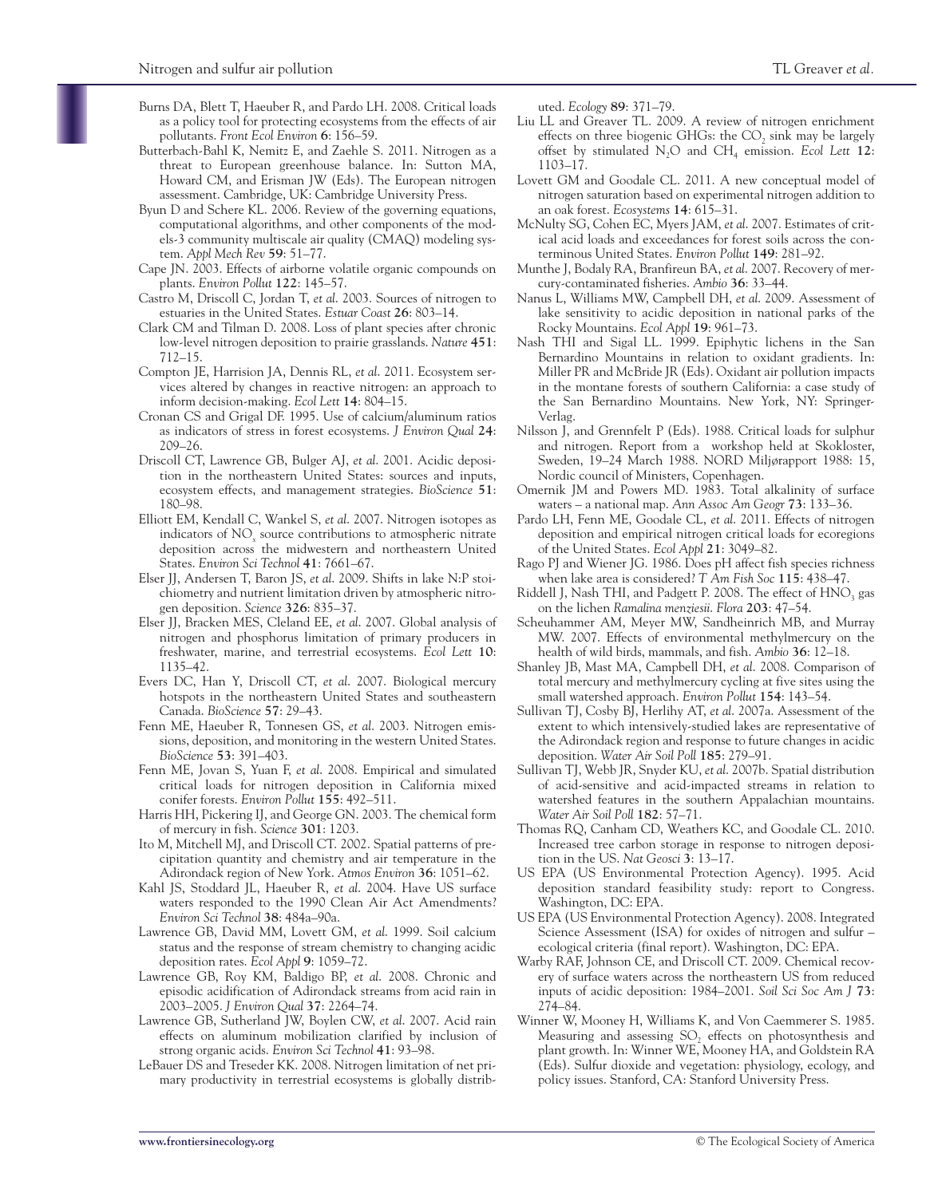Burns DA, Blett T, Haeuber R, and Pardo LH. 2008. Critical loads as a policy tool for protecting ecosystems from the effects of air pollutants. *Front Ecol Environ* **6**: 156–59.

Butterbach-Bahl K, Nemitz E, and Zaehle S. 2011. Nitrogen as a threat to European greenhouse balance. In: Sutton MA, Howard CM, and Erisman JW (Eds). The European nitrogen assessment. Cambridge, UK: Cambridge University Press.

Byun D and Schere KL. 2006. Review of the governing equations, computational algorithms, and other components of the models-3 community multiscale air quality (CMAQ) modeling system. *Appl Mech Rev* **59**: 51–77.

Cape JN. 2003. Effects of airborne volatile organic compounds on plants. *Environ Pollut* **122**: 145–57.

Castro M, Driscoll C, Jordan T, *et al.* 2003. Sources of nitrogen to estuaries in the United States. *Estuar Coast* **26**: 803–14.

Clark CM and Tilman D. 2008. Loss of plant species after chronic low-level nitrogen deposition to prairie grasslands. *Nature* **451**: 712–15.

Compton JE, Harrision JA, Dennis RL, *et al.* 2011. Ecosystem services altered by changes in reactive nitrogen: an approach to inform decision-making. *Ecol Lett* **14**: 804–15.

Cronan CS and Grigal DF. 1995. Use of calcium/aluminum ratios as indicators of stress in forest ecosystems. *J Environ Qual* **24**: 209–26.

Driscoll CT, Lawrence GB, Bulger AJ, *et al.* 2001. Acidic deposition in the northeastern United States: sources and inputs, ecosystem effects, and management strategies. *BioScience* **51**: 180–98.

Elliott EM, Kendall C, Wankel S, *et al.* 2007. Nitrogen isotopes as indicators of $NO_x$ source contributions to atmospheric nitrate deposition across the midwestern and northeastern United States. *Environ Sci Technol* **41**: 7661–67.

Elser JJ, Andersen T, Baron JS, *et al.* 2009. Shifts in lake N:P stoichiometry and nutrient limitation driven by atmospheric nitrogen deposition. *Science* **326**: 835–37.

Elser JJ, Bracken MES, Cleland EE, *et al.* 2007. Global analysis of nitrogen and phosphorus limitation of primary producers in freshwater, marine, and terrestrial ecosystems. *Ecol Lett* **10**: 1135–42.

Evers DC, Han Y, Driscoll CT, *et al.* 2007. Biological mercury hotspots in the northeastern United States and southeastern Canada. *BioScience* **57**: 29–43.

Fenn ME, Haeuber R, Tonnesen GS, *et al.* 2003. Nitrogen emissions, deposition, and monitoring in the western United States. *BioScience* **53**: 391–403.

Fenn ME, Jovan S, Yuan F, *et al.* 2008. Empirical and simulated critical loads for nitrogen deposition in California mixed conifer forests. *Environ Pollut* **155**: 492–511.

Harris HH, Pickering IJ, and George GN. 2003. The chemical form of mercury in fish. *Science* **301**: 1203.

Ito M, Mitchell MJ, and Driscoll CT. 2002. Spatial patterns of precipitation quantity and chemistry and air temperature in the Adirondack region of New York. *Atmos Environ* **36**: 1051–62.

Kahl JS, Stoddard JL, Haeuber R, *et al.* 2004. Have US surface waters responded to the 1990 Clean Air Act Amendments? *Environ Sci Technol* **38**: 484a–90a.

Lawrence GB, David MM, Lovett GM, *et al.* 1999. Soil calcium status and the response of stream chemistry to changing acidic deposition rates. *Ecol Appl* **9**: 1059–72.

Lawrence GB, Roy KM, Baldigo BP, *et al.* 2008. Chronic and episodic acidification of Adirondack streams from acid rain in 2003–2005. *J Environ Qual* **37**: 2264–74.

Lawrence GB, Sutherland JW, Boylen CW, *et al.* 2007. Acid rain effects on aluminum mobilization clarified by inclusion of strong organic acids. *Environ Sci Technol* **41**: 93–98.

LeBauer DS and Treseder KK. 2008. Nitrogen limitation of net primary productivity in terrestrial ecosystems is globally distributed. *Ecology* **89**: 371–79.

Liu LL and Greaver TL. 2009. A review of nitrogen enrichment effects on three biogenic GHGs: the $CO_2$ sink may be largely offset by stimulated $N_2O$ and $CH_4$ emission. *Ecol Lett* **12**: 1103–17.

Lovett GM and Goodale CL. 2011. A new conceptual model of nitrogen saturation based on experimental nitrogen addition to an oak forest. *Ecosystems* **14**: 615–31.

McNulty SG, Cohen EC, Myers JAM, *et al.* 2007. Estimates of critical acid loads and exceedances for forest soils across the conterminous United States. *Environ Pollut* **149**: 281–92.

Munthe J, Bodaly RA, Branfireun BA, *et al.* 2007. Recovery of mercury-contaminated fisheries. *Ambio* **36**: 33–44.

Nanus L, Williams MW, Campbell DH, *et al.* 2009. Assessment of lake sensitivity to acidic deposition in national parks of the Rocky Mountains. *Ecol Appl* **19**: 961–73.

Nash THI and Sigal LL. 1999. Epiphytic lichens in the San Bernardino Mountains in relation to oxidant gradients. In: Miller PR and McBride JR (Eds). Oxidant air pollution impacts in the montane forests of southern California: a case study of the San Bernardino Mountains. New York, NY: Springer-Verlag.

Nilsson J, and Grennfelt P (Eds). 1988. Critical loads for sulphur and nitrogen. Report from a workshop held at Skokloster, Sweden, 19–24 March 1988. NORD Miljørapport 1988: 15, Nordic council of Ministers, Copenhagen.

Omernik JM and Powers MD. 1983. Total alkalinity of surface waters – a national map. *Ann Assoc Am Geogr* **73**: 133–36.

Pardo LH, Fenn ME, Goodale CL, *et al.* 2011. Effects of nitrogen deposition and empirical nitrogen critical loads for ecoregions of the United States. *Ecol Appl* **21**: 3049–82.

Rago PJ and Wiener JG. 1986. Does pH affect fish species richness when lake area is considered? *T Am Fish Soc* **115**: 438–47.

Riddell J, Nash THI, and Padgett P. 2008. The effect of $HNO_3$ gas on the lichen *Ramalina menziesii*. *Flora* **203**: 47–54.

Scheuhammer AM, Meyer MW, Sandheinrich MB, and Murray MW. 2007. Effects of environmental methylmercury on the health of wild birds, mammals, and fish. *Ambio* **36**: 12–18.

Shanley JB, Mast MA, Campbell DH, *et al.* 2008. Comparison of total mercury and methylmercury cycling at five sites using the small watershed approach. *Environ Pollut* **154**: 143–54.

Sullivan TJ, Cosby BJ, Herlihy AT, *et al.* 2007a. Assessment of the extent to which intensively-studied lakes are representative of the Adirondack region and response to future changes in acidic deposition. *Water Air Soil Poll* **185**: 279–91.

Sullivan TJ, Webb JR, Snyder KU, *et al.* 2007b. Spatial distribution of acid-sensitive and acid-impacted streams in relation to watershed features in the southern Appalachian mountains. *Water Air Soil Poll* **182**: 57–71.

Thomas RQ, Canham CD, Weathers KC, and Goodale CL. 2010. Increased tree carbon storage in response to nitrogen deposition in the US. *Nat Geosci* **3**: 13–17.

US EPA (US Environmental Protection Agency). 1995. Acid deposition standard feasibility study: report to Congress. Washington, DC: EPA.

US EPA (US Environmental Protection Agency). 2008. Integrated Science Assessment (ISA) for oxides of nitrogen and sulfur – ecological criteria (final report). Washington, DC: EPA.

Warby RAF, Johnson CE, and Driscoll CT. 2009. Chemical recovery of surface waters across the northeastern US from reduced inputs of acidic deposition: 1984–2001. *Soil Sci Soc Am J* **73**: 274–84.

Winner W, Mooney H, Williams K, and Von Caemmerer S. 1985. Measuring and assessing $SO_2$ effects on photosynthesis and plant growth. In: Winner WE, Mooney HA, and Goldstein RA (Eds). Sulfur dioxide and vegetation: physiology, ecology, and policy issues. Stanford, CA: Stanford University Press.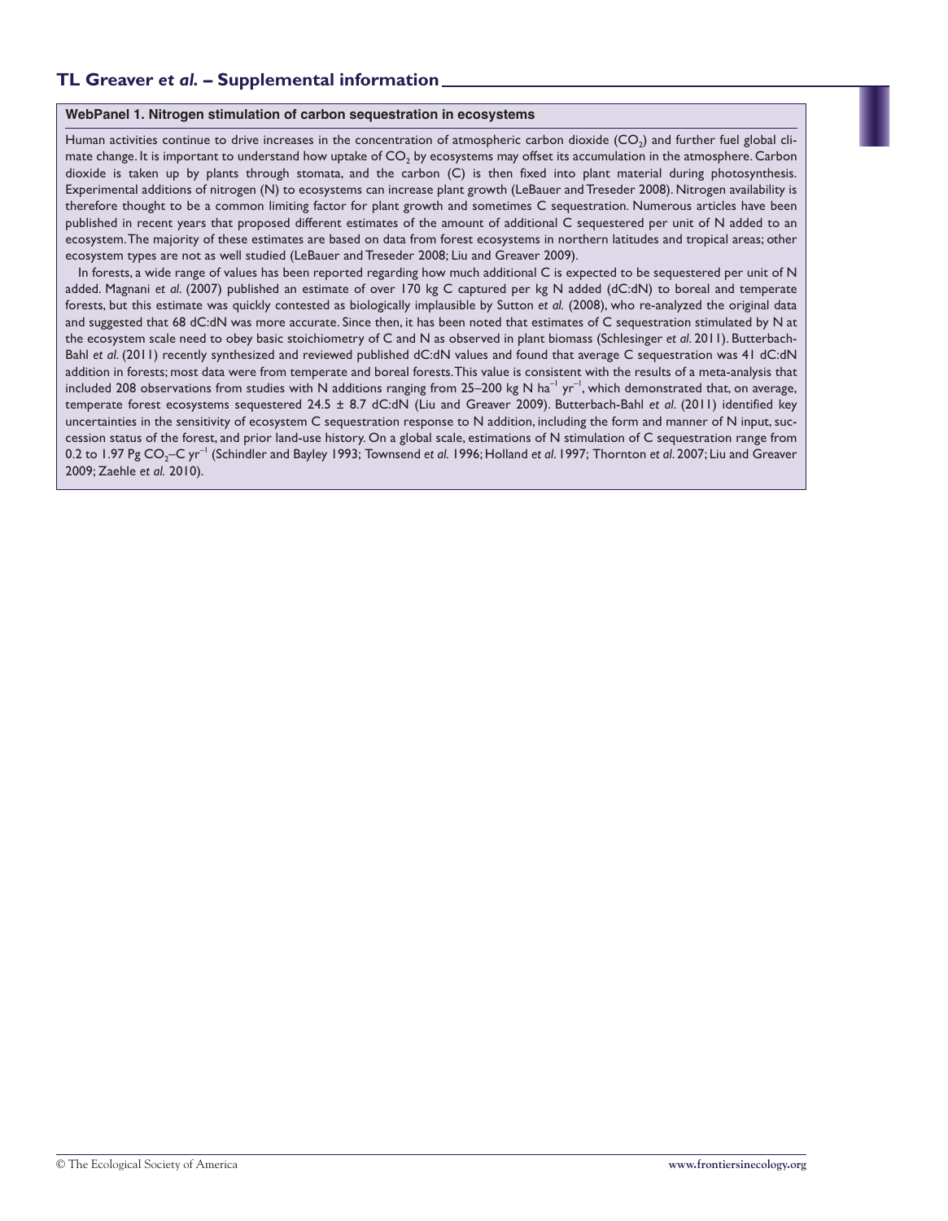### WebPanel 1. Nitrogen stimulation of carbon sequestration in ecosystems

Human activities continue to drive increases in the concentration of atmospheric carbon dioxide ($CO_2$) and further fuel global climate change. It is important to understand how uptake of $CO_2$ by ecosystems may offset its accumulation in the atmosphere. Carbon dioxide is taken up by plants through stomata, and the carbon (C) is then fixed into plant material during photosynthesis. Experimental additions of nitrogen (N) to ecosystems can increase plant growth (LeBauer and Treseder 2008). Nitrogen availability is therefore thought to be a common limiting factor for plant growth and sometimes C sequestration. Numerous articles have been published in recent years that proposed different estimates of the amount of additional C sequestered per unit of N added to an ecosystem. The majority of these estimates are based on data from forest ecosystems in northern latitudes and tropical areas; other ecosystem types are not as well studied (LeBauer and Treseder 2008; Liu and Greaver 2009).

In forests, a wide range of values has been reported regarding how much additional C is expected to be sequestered per unit of N added. Magnani *et al*. (2007) published an estimate of over 170 kg C captured per kg N added (dC:dN) to boreal and temperate forests, but this estimate was quickly contested as biologically implausible by Sutton *et al.* (2008), who re-analyzed the original data and suggested that 68 dC:dN was more accurate. Since then, it has been noted that estimates of C sequestration stimulated by N at the ecosystem scale need to obey basic stoichiometry of C and N as observed in plant biomass (Schlesinger *et al*. 2011). Butterbach-Bahl *et al*. (2011) recently synthesized and reviewed published dC:dN values and found that average C sequestration was 41 dC:dN addition in forests; most data were from temperate and boreal forests. This value is consistent with the results of a meta-analysis that included 208 observations from studies with N additions ranging from 25–200 kg N $ha^{-1}$ $yr^{-1}$, which demonstrated that, on average, temperate forest ecosystems sequestered 24.5 ± 8.7 dC:dN (Liu and Greaver 2009). Butterbach-Bahl *et al*. (2011) identified key uncertainties in the sensitivity of ecosystem C sequestration response to N addition, including the form and manner of N input, succession status of the forest, and prior land-use history. On a global scale, estimations of N stimulation of C sequestration range from 0.2 to 1.97 Pg $CO_2$–C $yr^{-1}$ (Schindler and Bayley 1993; Townsend *et al.* 1996; Holland *et al*. 1997; Thornton *et al*. 2007; Liu and Greaver 2009; Zaehle *et al.* 2010).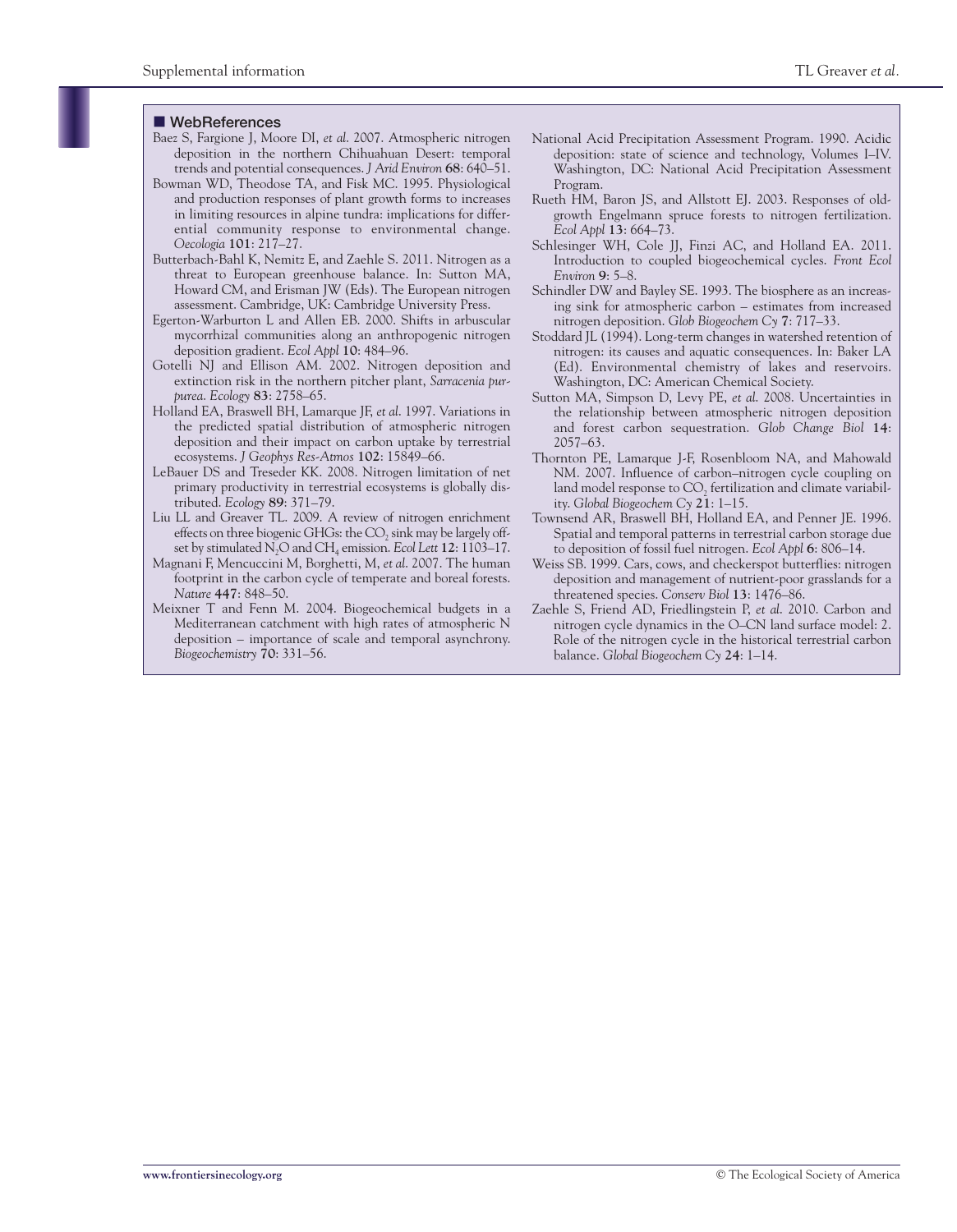## WebReferences

Baez S, Fargione J, Moore DI, *et al*. 2007. Atmospheric nitrogen deposition in the northern Chihuahuan Desert: temporal trends and potential consequences. *J Arid Environ* **68**: 640–51.

Bowman WD, Theodose TA, and Fisk MC. 1995. Physiological and production responses of plant growth forms to increases in limiting resources in alpine tundra: implications for differential community response to environmental change. *Oecologia* **101**: 217–27.

Butterbach-Bahl K, Nemitz E, and Zaehle S. 2011. Nitrogen as a threat to European greenhouse balance. In: Sutton MA, Howard CM, and Erisman JW (Eds). The European nitrogen assessment. Cambridge, UK: Cambridge University Press.

Egerton-Warburton L and Allen EB. 2000. Shifts in arbuscular mycorrhizal communities along an anthropogenic nitrogen deposition gradient. *Ecol Appl* **10**: 484–96.

Gotelli NJ and Ellison AM. 2002. Nitrogen deposition and extinction risk in the northern pitcher plant, *Sarracenia purpurea*. *Ecology* **83**: 2758–65.

Holland EA, Braswell BH, Lamarque JF, *et al*. 1997. Variations in the predicted spatial distribution of atmospheric nitrogen deposition and their impact on carbon uptake by terrestrial ecosystems. *J Geophys Res-Atmos* **102**: 15849–66.

LeBauer DS and Treseder KK. 2008. Nitrogen limitation of net primary productivity in terrestrial ecosystems is globally distributed. *Ecology* **89**: 371–79.

Liu LL and Greaver TL. 2009. A review of nitrogen enrichment effects on three biogenic GHGs: the $CO_2$ sink may be largely offset by stimulated $N_2O$ and $CH_4$ emission. *Ecol Lett* **12**: 1103–17.

Magnani F, Mencuccini M, Borghetti, M, *et al*. 2007. The human footprint in the carbon cycle of temperate and boreal forests. *Nature* **447**: 848–50.

Meixner T and Fenn M. 2004. Biogeochemical budgets in a Mediterranean catchment with high rates of atmospheric N deposition – importance of scale and temporal asynchrony. *Biogeochemistry* **70**: 331–56.

National Acid Precipitation Assessment Program. 1990. Acidic deposition: state of science and technology, Volumes I–IV. Washington, DC: National Acid Precipitation Assessment Program.

Rueth HM, Baron JS, and Allstott EJ. 2003. Responses of old-growth Engelmann spruce forests to nitrogen fertilization. *Ecol Appl* **13**: 664–73.

Schlesinger WH, Cole JJ, Finzi AC, and Holland EA. 2011. Introduction to coupled biogeochemical cycles. *Front Ecol Environ* **9**: 5–8.

Schindler DW and Bayley SE. 1993. The biosphere as an increasing sink for atmospheric carbon – estimates from increased nitrogen deposition. *Glob Biogeochem Cy* **7**: 717–33.

Stoddard JL (1994). Long-term changes in watershed retention of nitrogen: its causes and aquatic consequences. In: Baker LA (Ed). Environmental chemistry of lakes and reservoirs. Washington, DC: American Chemical Society.

Sutton MA, Simpson D, Levy PE, *et al*. 2008. Uncertainties in the relationship between atmospheric nitrogen deposition and forest carbon sequestration. *Glob Change Biol* **14**: 2057–63.

Thornton PE, Lamarque J-F, Rosenbloom NA, and Mahowald NM. 2007. Influence of carbon–nitrogen cycle coupling on land model response to $CO_2$ fertilization and climate variability. *Global Biogeochem Cy* **21**: 1–15.

Townsend AR, Braswell BH, Holland EA, and Penner JE. 1996. Spatial and temporal patterns in terrestrial carbon storage due to deposition of fossil fuel nitrogen. *Ecol Appl* **6**: 806–14.

Weiss SB. 1999. Cars, cows, and checkerspot butterflies: nitrogen deposition and management of nutrient-poor grasslands for a threatened species. *Conserv Biol* **13**: 1476–86.

Zaehle S, Friend AD, Friedlingstein P, *et al*. 2010. Carbon and nitrogen cycle dynamics in the O–CN land surface model: 2. Role of the nitrogen cycle in the historical terrestrial carbon balance. *Global Biogeochem Cy* **24**: 1–14.